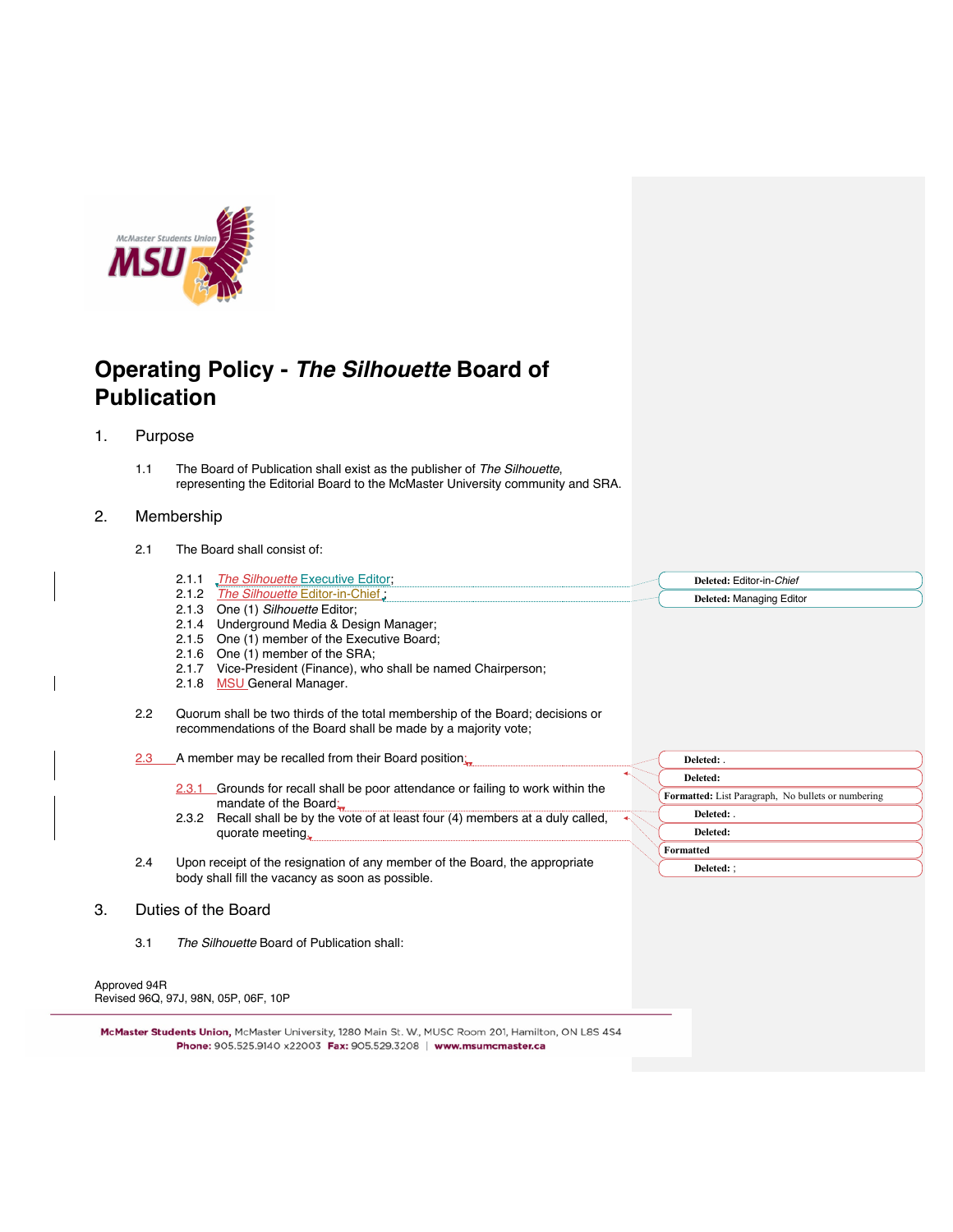# Operating Policy - *The Silhouette* Board of Publication

## 1. Purpose

1.1 The Board of Publication shall exist as the publisher of *The Silhouette*, representing the Editorial Board to the McMaster University community and SRA.

## 2. Membership

2.1 The Board shall consist of:

- 2.1.1 *The Silhouette* Executive Editor;
- 2.1.2 *The Silhouette* Editor-in-Chief ;
- 2.1.3 One (1) *Silhouette* Editor;
- 2.1.4 Underground Media & Design Manager;
- 2.1.5 One (1) member of the Executive Board;
- 2.1.6 One (1) member of the SRA;
- 2.1.7 Vice-President (Finance), who shall be named Chairperson;
- 2.1.8 MSU General Manager.

2.2 Quorum shall be two thirds of the total membership of the Board; decisions or recommendations of the Board shall be made by a majority vote;

2.3 A member may be recalled from their Board position;

- 2.3.1 Grounds for recall shall be poor attendance or failing to work within the mandate of the Board;
- 2.3.2 Recall shall be by the vote of at least four (4) members at a duly called, quorate meeting.

2.4 Upon receipt of the resignation of any member of the Board, the appropriate body shall fill the vacancy as soon as possible.

## 3. Duties of the Board

3.1 *The Silhouette* Board of Publication shall:

Approved 94R
Revised 96Q, 97J, 98N, 05P, 06F, 10P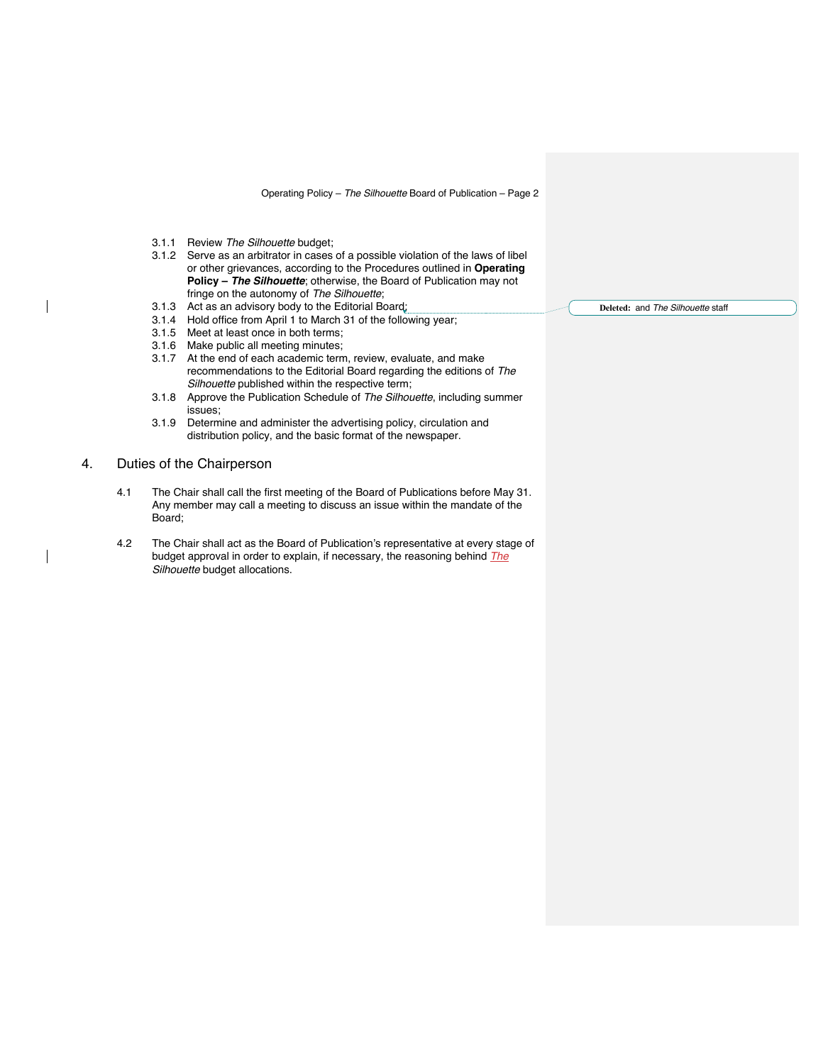3.1.1 Review *The Silhouette* budget;

3.1.2 Serve as an arbitrator in cases of a possible violation of the laws of libel or other grievances, according to the Procedures outlined in **Operating Policy – *The Silhouette***; otherwise, the Board of Publication may not fringe on the autonomy of *The Silhouette*;

3.1.3 Act as an advisory body to the Editorial Board;

3.1.4 Hold office from April 1 to March 31 of the following year;

3.1.5 Meet at least once in both terms;

3.1.6 Make public all meeting minutes;

3.1.7 At the end of each academic term, review, evaluate, and make recommendations to the Editorial Board regarding the editions of *The Silhouette* published within the respective term;

3.1.8 Approve the Publication Schedule of *The Silhouette*, including summer issues;

3.1.9 Determine and administer the advertising policy, circulation and distribution policy, and the basic format of the newspaper.

## 4. Duties of the Chairperson

4.1 The Chair shall call the first meeting of the Board of Publications before May 31. Any member may call a meeting to discuss an issue within the mandate of the Board;

4.2 The Chair shall act as the Board of Publication's representative at every stage of budget approval in order to explain, if necessary, the reasoning behind *The Silhouette* budget allocations.

**Deleted:** and *The Silhouette* staff